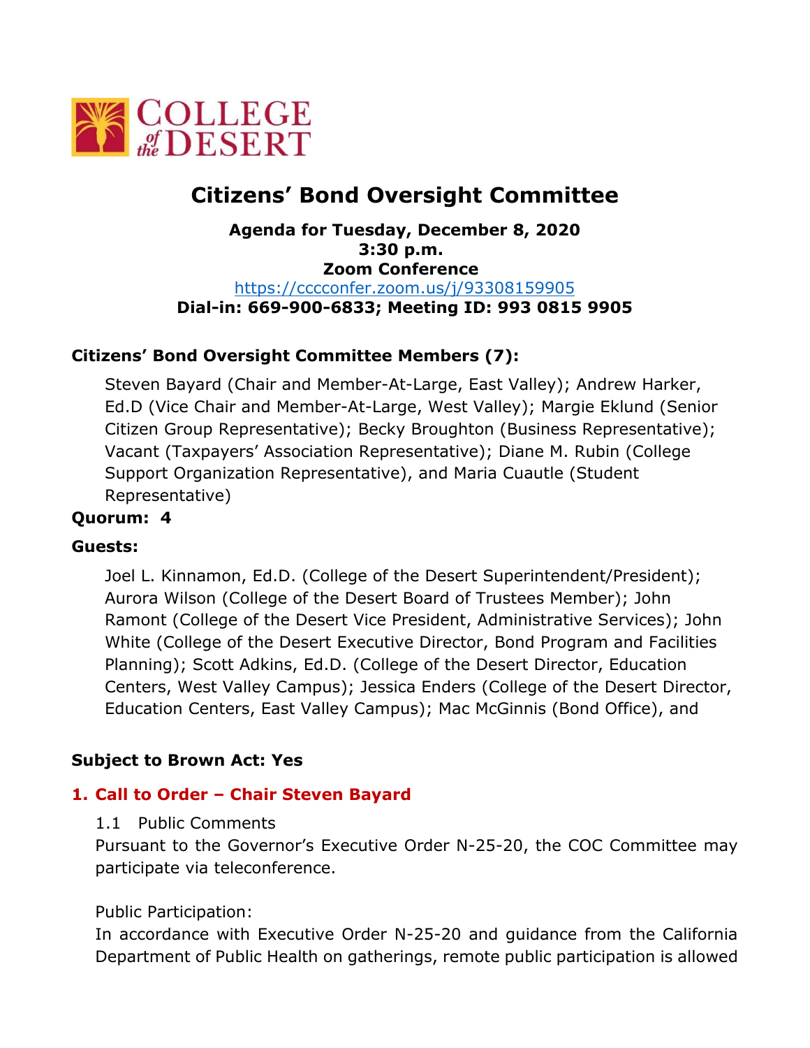# Citizens' Bond Oversight Committee

**Agenda for Tuesday, December 8, 2020**
**3:30 p.m.**
**Zoom Conference**
https://cccconfer.zoom.us/j/93308159905
**Dial-in: 669-900-6833; Meeting ID: 993 0815 9905**

**Citizens' Bond Oversight Committee Members (7):**

Steven Bayard (Chair and Member-At-Large, East Valley); Andrew Harker, Ed.D (Vice Chair and Member-At-Large, West Valley); Margie Eklund (Senior Citizen Group Representative); Becky Broughton (Business Representative); Vacant (Taxpayers' Association Representative); Diane M. Rubin (College Support Organization Representative), and Maria Cuautle (Student Representative)

**Quorum: 4**

**Guests:**

Joel L. Kinnamon, Ed.D. (College of the Desert Superintendent/President); Aurora Wilson (College of the Desert Board of Trustees Member); John Ramont (College of the Desert Vice President, Administrative Services); John White (College of the Desert Executive Director, Bond Program and Facilities Planning); Scott Adkins, Ed.D. (College of the Desert Director, Education Centers, West Valley Campus); Jessica Enders (College of the Desert Director, Education Centers, East Valley Campus); Mac McGinnis (Bond Office), and

**Subject to Brown Act: Yes**

## 1. Call to Order – Chair Steven Bayard

1.1 Public Comments

Pursuant to the Governor's Executive Order N-25-20, the COC Committee may participate via teleconference.

Public Participation:

In accordance with Executive Order N-25-20 and guidance from the California Department of Public Health on gatherings, remote public participation is allowed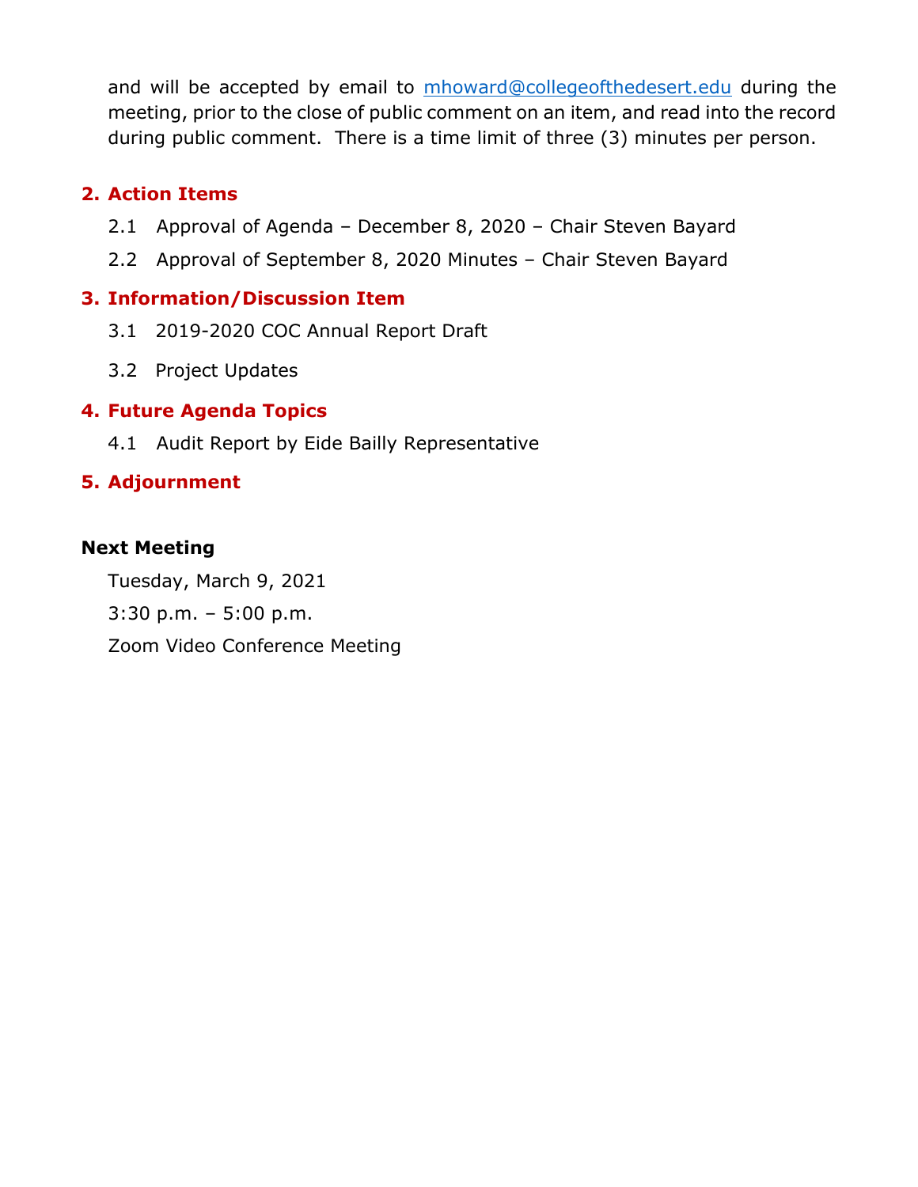and will be accepted by email to mhoward@collegeofthedesert.edu during the meeting, prior to the close of public comment on an item, and read into the record during public comment. There is a time limit of three (3) minutes per person.

## 2. Action Items

2.1 Approval of Agenda – December 8, 2020 – Chair Steven Bayard

2.2 Approval of September 8, 2020 Minutes – Chair Steven Bayard

## 3. Information/Discussion Item

3.1 2019-2020 COC Annual Report Draft

3.2 Project Updates

## 4. Future Agenda Topics

4.1 Audit Report by Eide Bailly Representative

## 5. Adjournment

**Next Meeting**

Tuesday, March 9, 2021

3:30 p.m. – 5:00 p.m.

Zoom Video Conference Meeting